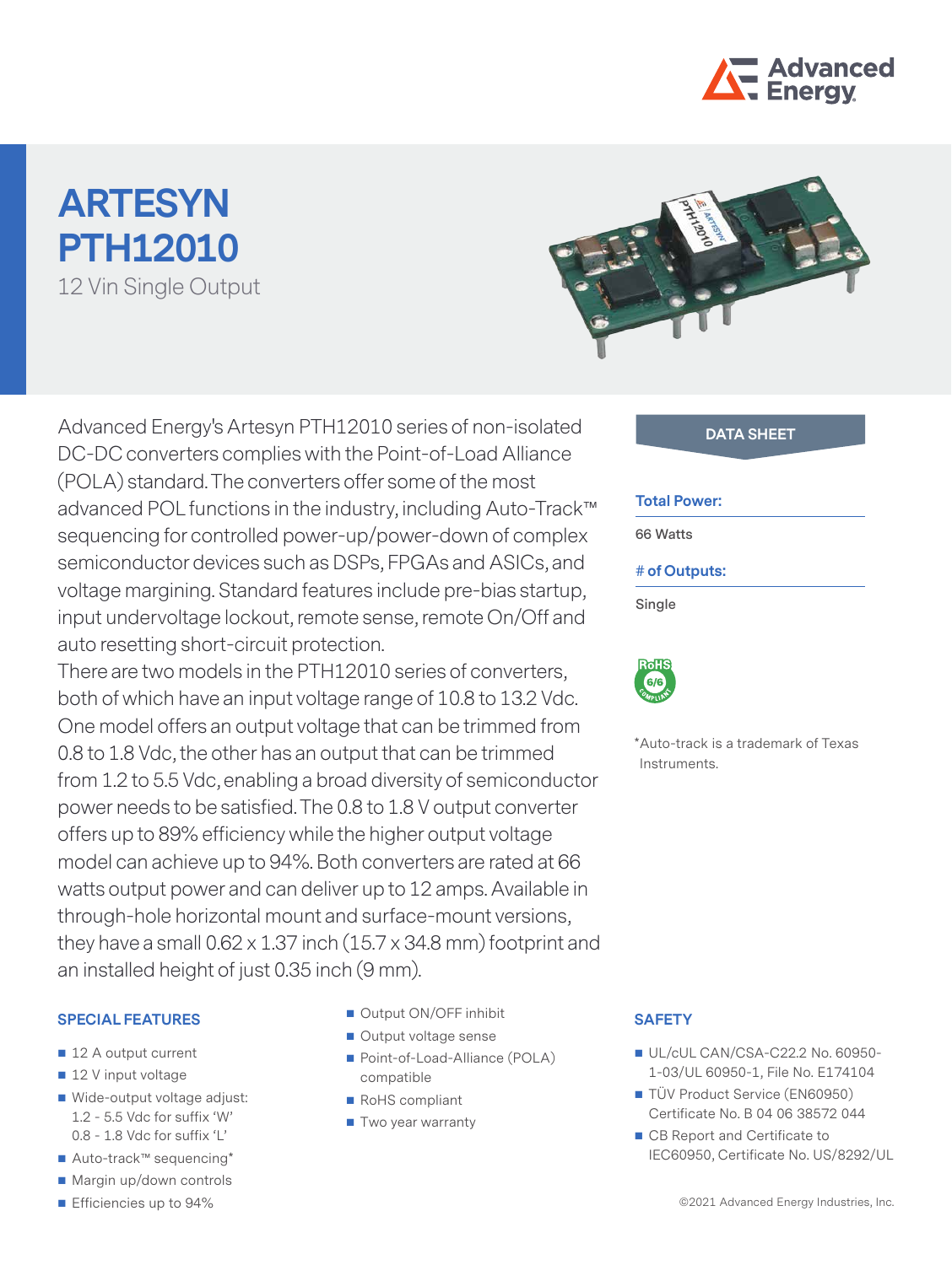# ARTESYN PTH12010

12 Vin Single Output

Advanced Energy's Artesyn PTH12010 series of non-isolated DC-DC converters complies with the Point-of-Load Alliance (POLA) standard. The converters offer some of the most advanced POL functions in the industry, including Auto-Track™ sequencing for controlled power-up/power-down of complex semiconductor devices such as DSPs, FPGAs and ASICs, and voltage margining. Standard features include pre-bias startup, input undervoltage lockout, remote sense, remote On/Off and auto resetting short-circuit protection.

There are two models in the PTH12010 series of converters, both of which have an input voltage range of 10.8 to 13.2 Vdc. One model offers an output voltage that can be trimmed from 0.8 to 1.8 Vdc, the other has an output that can be trimmed from 1.2 to 5.5 Vdc, enabling a broad diversity of semiconductor power needs to be satisfied. The 0.8 to 1.8 V output converter offers up to 89% efficiency while the higher output voltage model can achieve up to 94%. Both converters are rated at 66 watts output power and can deliver up to 12 amps. Available in through-hole horizontal mount and surface-mount versions, they have a small 0.62 x 1.37 inch (15.7 x 34.8 mm) footprint and an installed height of just 0.35 inch (9 mm).

**DATA SHEET**

**Total Power:**

66 Watts

**# of Outputs:**

Single

RoHS 6/6 COMPLIANT

*Auto-track is a trademark of Texas Instruments.

## SPECIAL FEATURES

- 12 A output current
- 12 V input voltage
- Wide-output voltage adjust:
  1.2 - 5.5 Vdc for suffix 'W'
  0.8 - 1.8 Vdc for suffix 'L'
- Auto-track™ sequencing*
- Margin up/down controls
- Efficiencies up to 94%
- Output ON/OFF inhibit
- Output voltage sense
- Point-of-Load-Alliance (POLA) compatible
- RoHS compliant
- Two year warranty

## SAFETY

- UL/cUL CAN/CSA-C22.2 No. 60950-1-03/UL 60950-1, File No. E174104
- TÜV Product Service (EN60950) Certificate No. B 04 06 38572 044
- CB Report and Certificate to IEC60950, Certificate No. US/8292/UL

©2021 Advanced Energy Industries, Inc.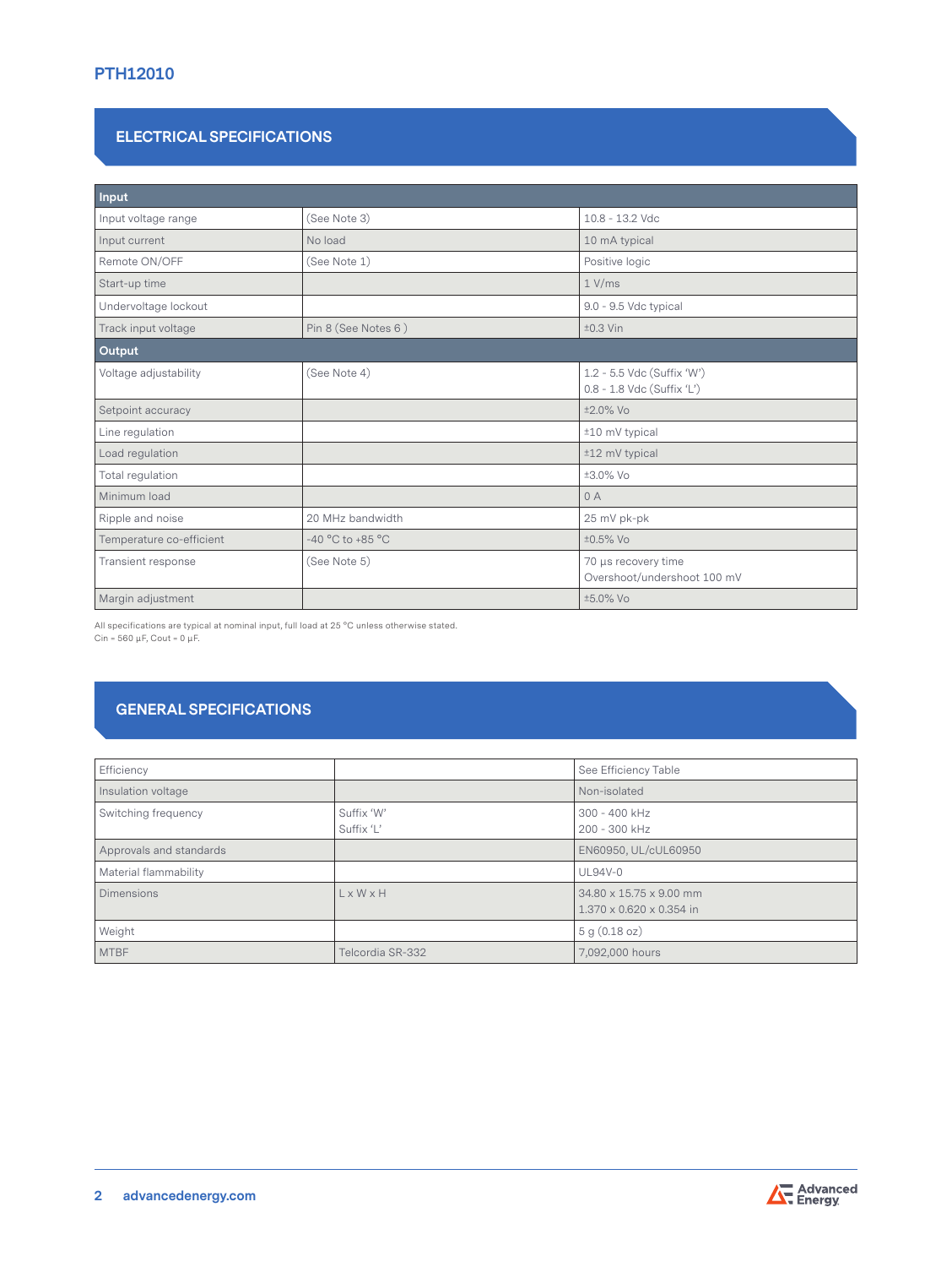## ELECTRICAL SPECIFICATIONS

| Input | | |
|---|---|---|
| Input voltage range | (See Note 3) | 10.8 - 13.2 Vdc |
| Input current | No load | 10 mA typical |
| Remote ON/OFF | (See Note 1) | Positive logic |
| Start-up time | | 1 V/ms |
| Undervoltage lockout | | 9.0 - 9.5 Vdc typical |
| Track input voltage | Pin 8 (See Notes 6 ) | ±0.3 Vin |
| **Output** | | |
| Voltage adjustability | (See Note 4) | 1.2 - 5.5 Vdc (Suffix 'W')<br>0.8 - 1.8 Vdc (Suffix 'L') |
| Setpoint accuracy | | ±2.0% Vo |
| Line regulation | | ±10 mV typical |
| Load regulation | | ±12 mV typical |
| Total regulation | | ±3.0% Vo |
| Minimum load | | 0 A |
| Ripple and noise | 20 MHz bandwidth | 25 mV pk-pk |
| Temperature co-efficient | -40 °C to +85 °C | ±0.5% Vo |
| Transient response | (See Note 5) | 70 µs recovery time<br>Overshoot/undershoot 100 mV |
| Margin adjustment | | ±5.0% Vo |

All specifications are typical at nominal input, full load at 25 °C unless otherwise stated.
Cin = 560 µF, Cout = 0 µF.

## GENERAL SPECIFICATIONS

| | | |
|---|---|---|
| Efficiency | | See Efficiency Table |
| Insulation voltage | | Non-isolated |
| Switching frequency | Suffix 'W'<br>Suffix 'L' | 300 - 400 kHz<br>200 - 300 kHz |
| Approvals and standards | | EN60950, UL/cUL60950 |
| Material flammability | | UL94V-0 |
| Dimensions | L x W x H | 34.80 x 15.75 x 9.00 mm<br>1.370 x 0.620 x 0.354 in |
| Weight | | 5 g (0.18 oz) |
| MTBF | Telcordia SR-332 | 7,092,000 hours |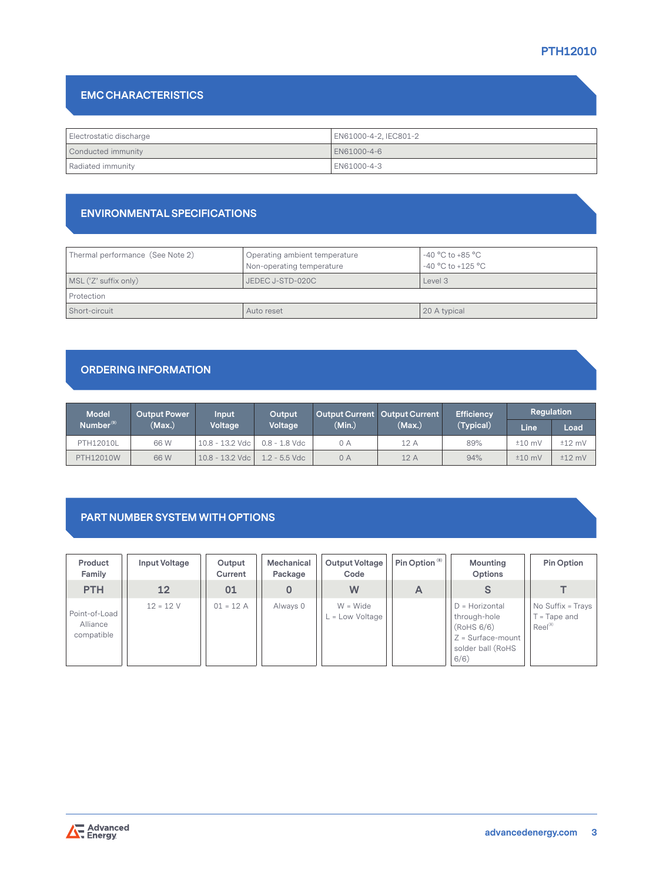## EMC CHARACTERISTICS

| | |
|---|---|
| Electrostatic discharge | EN61000-4-2, IEC801-2 |
| Conducted immunity | EN61000-4-6 |
| Radiated immunity | EN61000-4-3 |

## ENVIRONMENTAL SPECIFICATIONS

| | | |
|---|---|---|
| Thermal performance (See Note 2) | Operating ambient temperature<br>Non-operating temperature | -40 °C to +85 °C<br>-40 °C to +125 °C |
| MSL ('Z' suffix only) | JEDEC J-STD-020C | Level 3 |
| Protection | | |
| Short-circuit | Auto reset | 20 A typical |

## ORDERING INFORMATION

| Model Number[9] | Output Power (Max.) | Input Voltage | Output Voltage | Output Current (Min.) | Output Current (Max.) | Efficiency (Typical) | Regulation | |
|---|---|---|---|---|---|---|---|---|
| | | | | | | | Line | Load |
| PTH12010L | 66 W | 10.8 - 13.2 Vdc | 0.8 - 1.8 Vdc | 0 A | 12 A | 89% | ±10 mV | ±12 mV |
| PTH12010W | 66 W | 10.8 - 13.2 Vdc | 1.2 - 5.5 Vdc | 0 A | 12 A | 94% | ±10 mV | ±12 mV |

## PART NUMBER SYSTEM WITH OPTIONS

| Product Family | Input Voltage | Output Current | Mechanical Package | Output Voltage Code | Pin Option [8] | Mounting Options | Pin Option |
|---|---|---|---|---|---|---|---|
| PTH | 12 | 01 | 0 | W | A | S | T |
| Point-of-Load Alliance compatible | 12 = 12 V | 01 = 12 A | Always 0 | W = Wide<br>L = Low Voltage | | D = Horizontal through-hole (RoHS 6/6)<br>Z = Surface-mount solder ball (RoHS 6/6) | No Suffix = Trays<br>T = Tape and Reel[8] |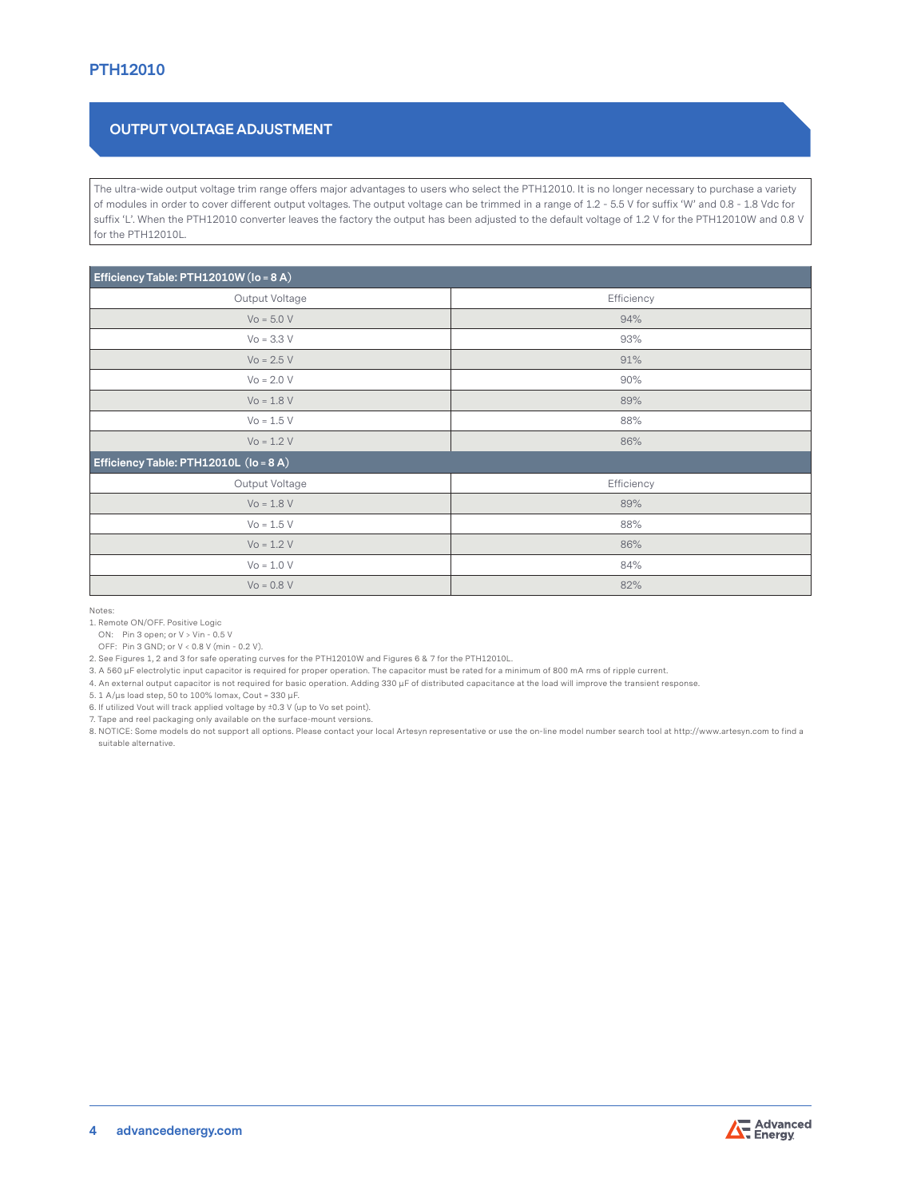## OUTPUT VOLTAGE ADJUSTMENT

The ultra-wide output voltage trim range offers major advantages to users who select the PTH12010. It is no longer necessary to purchase a variety of modules in order to cover different output voltages. The output voltage can be trimmed in a range of 1.2 - 5.5 V for suffix 'W' and 0.8 - 1.8 Vdc for suffix 'L'. When the PTH12010 converter leaves the factory the output has been adjusted to the default voltage of 1.2 V for the PTH12010W and 0.8 V for the PTH12010L.

| Efficiency Table: PTH12010W (Io = 8 A) | |
|---|---|
| Output Voltage | Efficiency |
| Vo = 5.0 V | 94% |
| Vo = 3.3 V | 93% |
| Vo = 2.5 V | 91% |
| Vo = 2.0 V | 90% |
| Vo = 1.8 V | 89% |
| Vo = 1.5 V | 88% |
| Vo = 1.2 V | 86% |
| **Efficiency Table: PTH12010L (Io = 8 A)** | |
| Output Voltage | Efficiency |
| Vo = 1.8 V | 89% |
| Vo = 1.5 V | 88% |
| Vo = 1.2 V | 86% |
| Vo = 1.0 V | 84% |
| Vo = 0.8 V | 82% |

Notes:

1. Remote ON/OFF. Positive Logic
   ON: Pin 3 open; or V > Vin - 0.5 V
   OFF: Pin 3 GND; or V < 0.8 V (min - 0.2 V).
2. See Figures 1, 2 and 3 for safe operating curves for the PTH12010W and Figures 6 & 7 for the PTH12010L.
3. A 560 µF electrolytic input capacitor is required for proper operation. The capacitor must be rated for a minimum of 800 mA rms of ripple current.
4. An external output capacitor is not required for basic operation. Adding 330 µF of distributed capacitance at the load will improve the transient response.
5. 1 A/µs load step, 50 to 100% Iomax, Cout = 330 µF.
6. If utilized Vout will track applied voltage by ±0.3 V (up to Vo set point).
7. Tape and reel packaging only available on the surface-mount versions.
8. NOTICE: Some models do not support all options. Please contact your local Artesyn representative or use the on-line model number search tool at http://www.artesyn.com to find a suitable alternative.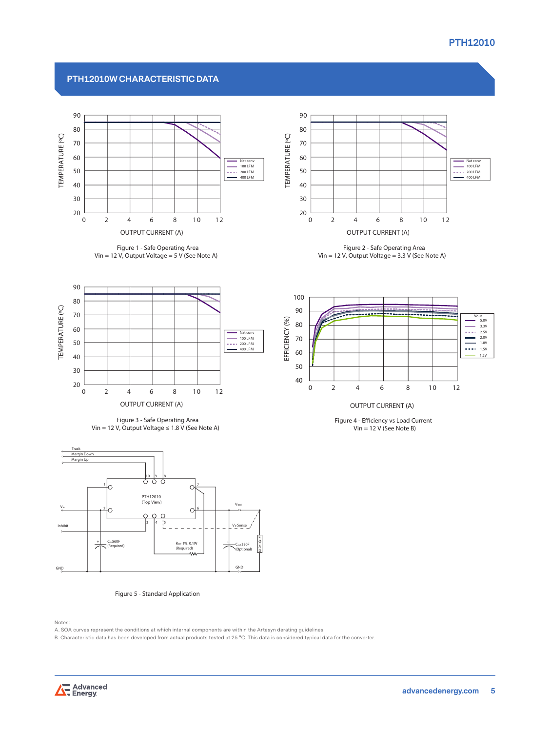## PTH12010W CHARACTERISTIC DATA

Figure 1 - Safe Operating Area
Vin = 12 V, Output Voltage = 5 V (See Note A)

Figure 2 - Safe Operating Area
Vin = 12 V, Output Voltage = 3.3 V (See Note A)

Figure 3 - Safe Operating Area
Vin = 12 V, Output Voltage ≤ 1.8 V (See Note A)

Figure 4 - Efficiency vs Load Current
Vin = 12 V (See Note B)

Figure 5 - Standard Application

Notes:

A. SOA curves represent the conditions at which internal components are within the Artesyn derating guidelines.

B. Characteristic data has been developed from actual products tested at 25 °C. This data is considered typical data for the converter.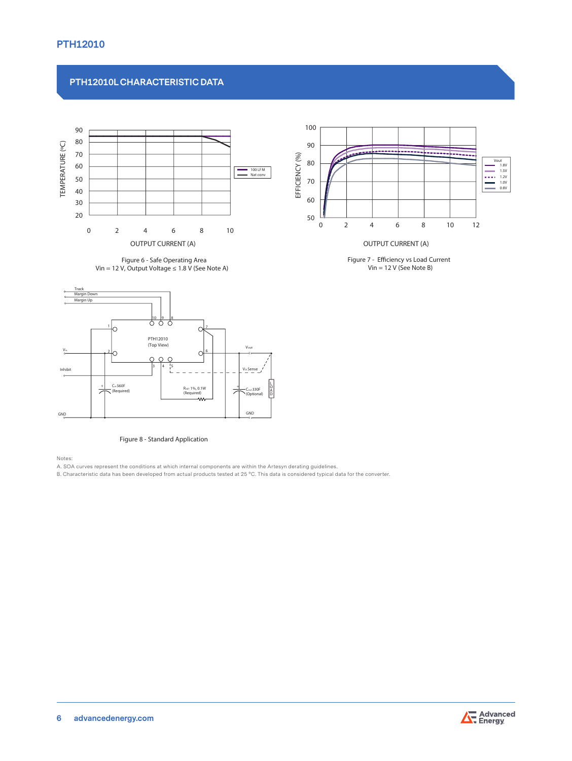## PTH12010L CHARACTERISTIC DATA

Figure 6 - Safe Operating Area
Vin = 12 V, Output Voltage ≤ 1.8 V (See Note A)

Figure 7 - Efficiency vs Load Current
Vin = 12 V (See Note B)

Figure 8 - Standard Application

Notes:

A. SOA curves represent the conditions at which internal components are within the Artesyn derating guidelines.

B. Characteristic data has been developed from actual products tested at 25 °C. This data is considered typical data for the converter.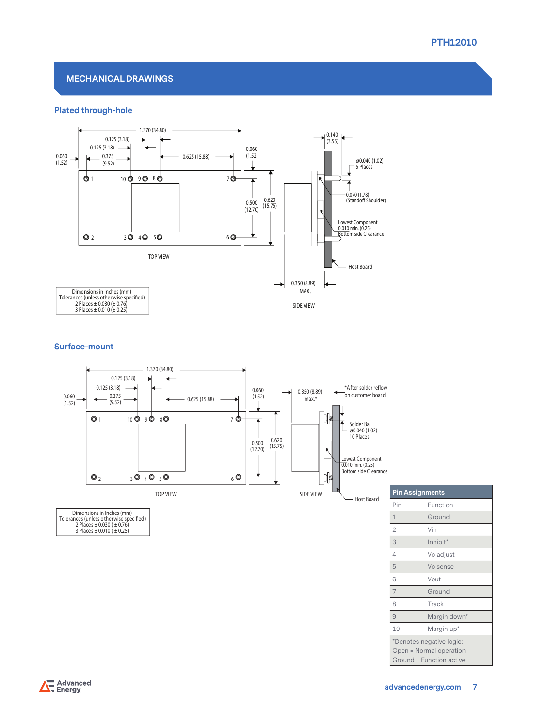## MECHANICAL DRAWINGS

### Plated through-hole

1.370 (34.80)
0.125 (3.18)
0.125 (3.18)
0.060 (1.52)
0.375 (9.52)
0.625 (15.88)
0.060 (1.52)
0.500 (12.70)
0.620 (15.75)

1 10 9 8 7
2 3 4 5 6

TOP VIEW

0.140 (3.55)
ø0.040 (1.02) 5 Places
0.070 (1.78) (Standoff Shoulder)
Lowest Component 0.010 min. (0.25) Bottom side Clearance
Host Board
0.350 (8.89) MAX.

SIDE VIEW

Dimensions in Inches (mm)
Tolerances (unless otherwise specified)
2 Places ± 0.030 (± 0.76)
3 Places ± 0.010 (± 0.25)

### Surface-mount

1.370 (34.80)
0.125 (3.18)
0.125 (3.18)
0.060 (1.52)
0.375 (9.52)
0.625 (15.88)
0.060 (1.52)
0.500 (12.70)
0.620 (15.75)

1 10 9 8 7
2 3 4 5 6

TOP VIEW

0.350 (8.89) max.*
*After solder reflow on customer board
Solder Ball ø0.040 (1.02) 10 Places
Lowest Component 0.010 min. (0.25) Bottom side Clearance
Host Board

SIDE VIEW

Dimensions in Inches (mm)
Tolerances (unless otherwise specified)
2 Places ± 0.030 ( ±0.76)
3 Places ± 0.010 ( ±0.25)

**Pin Assignments**

| Pin | Function |
|---|---|
| 1 | Ground |
| 2 | Vin |
| 3 | Inhibit* |
| 4 | Vo adjust |
| 5 | Vo sense |
| 6 | Vout |
| 7 | Ground |
| 8 | Track |
| 9 | Margin down* |
| 10 | Margin up* |

*Denotes negative logic:
Open = Normal operation
Ground = Function active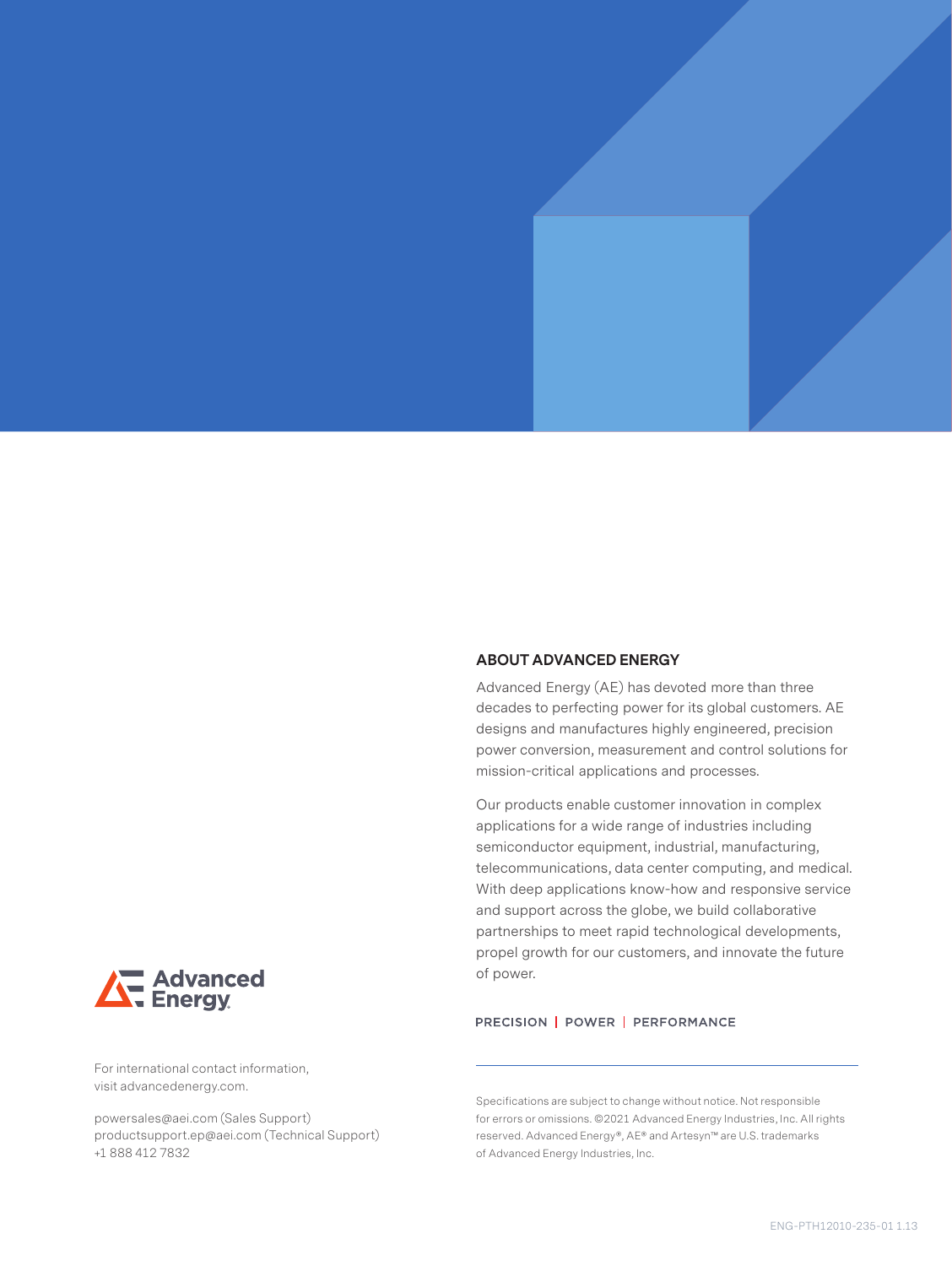## ABOUT ADVANCED ENERGY

Advanced Energy (AE) has devoted more than three decades to perfecting power for its global customers. AE designs and manufactures highly engineered, precision power conversion, measurement and control solutions for mission-critical applications and processes.

Our products enable customer innovation in complex applications for a wide range of industries including semiconductor equipment, industrial, manufacturing, telecommunications, data center computing, and medical. With deep applications know-how and responsive service and support across the globe, we build collaborative partnerships to meet rapid technological developments, propel growth for our customers, and innovate the future of power.

PRECISION | POWER | PERFORMANCE

Advanced Energy

For international contact information, visit advancedenergy.com.

powersales@aei.com (Sales Support)
productsupport.ep@aei.com (Technical Support)
+1 888 412 7832

Specifications are subject to change without notice. Not responsible for errors or omissions. ©2021 Advanced Energy Industries, Inc. All rights reserved. Advanced Energy®, AE® and Artesyn™ are U.S. trademarks of Advanced Energy Industries, Inc.

ENG-PTH12010-235-01 1.13